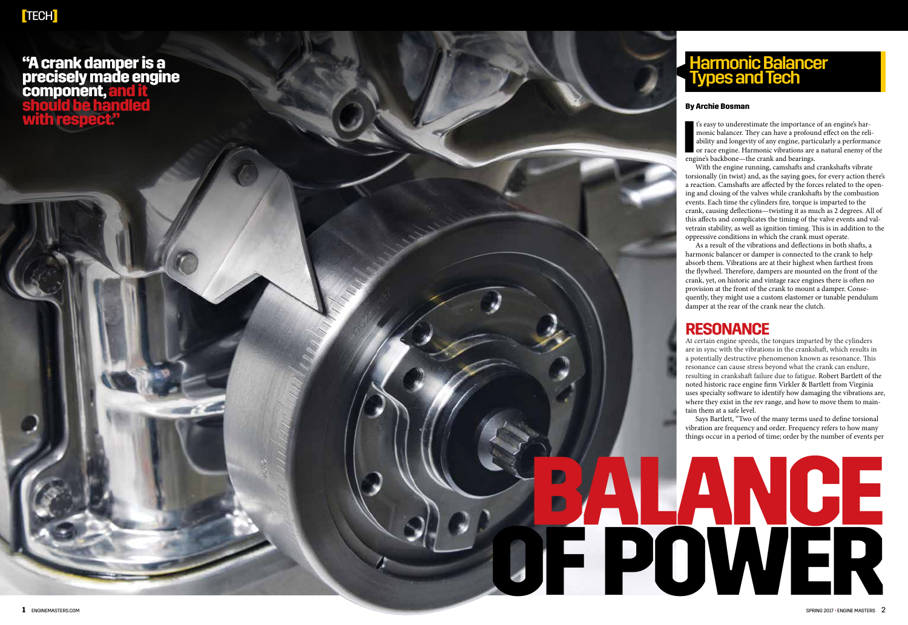# BALANCE OF POWER

## Harmonic Balancer Types and Tech

**By Archie Bosman**

> **"A crank damper is a precisely made engine component, and it should be handled with respect."**

It's easy to underestimate the importance of an engine's harmonic balancer. They can have a profound effect on the reliability and longevity of any engine, particularly a performance or race engine. Harmonic vibrations are a natural enemy of the engine's backbone—the crank and bearings.

With the engine running, camshafts and crankshafts vibrate torsionally (in twist) and, as the saying goes, for every action there's a reaction. Camshafts are affected by the forces related to the opening and closing of the valves while crankshafts by the combustion events. Each time the cylinders fire, torque is imparted to the crank, causing deflections—twisting it as much as 2 degrees. All of this affects and complicates the timing of the valve events and valvetrain stability, as well as ignition timing. This is in addition to the oppressive conditions in which the crank must operate.

As a result of the vibrations and deflections in both shafts, a harmonic balancer or damper is connected to the crank to help absorb them. Vibrations are at their highest when farthest from the flywheel. Therefore, dampers are mounted on the front of the crank, yet, on historic and vintage race engines there is often no provision at the front of the crank to mount a damper. Consequently, they might use a custom elastomer or tunable pendulum damper at the rear of the crank near the clutch.

## RESONANCE

At certain engine speeds, the torques imparted by the cylinders are in sync with the vibrations in the crankshaft, which results in a potentially destructive phenomenon known as resonance. This resonance can cause stress beyond what the crank can endure, resulting in crankshaft failure due to fatigue. Robert Bartlett of the noted historic race engine firm Virkler & Bartlett from Virginia uses specialty software to identify how damaging the vibrations are, where they exist in the rev range, and how to move them to maintain them at a safe level.

Says Bartlett, "Two of the many terms used to define torsional vibration are frequency and order. Frequency refers to how many things occur in a period of time; order by the number of events per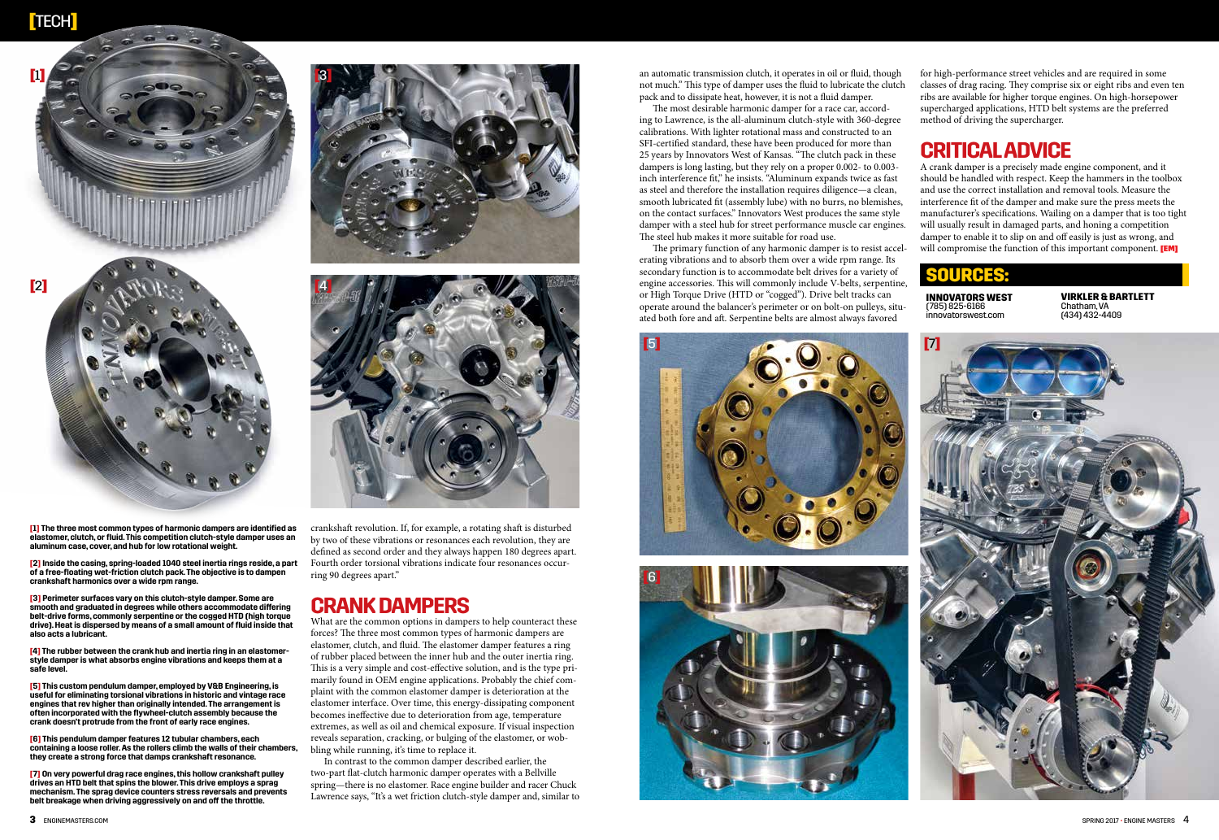[1] The three most common types of harmonic dampers are identified as elastomer, clutch, or fluid. This competition clutch-style damper uses an aluminum case, cover, and hub for low rotational weight.

[2] Inside the casing, spring-loaded 1040 steel inertia rings reside, a part of a free-floating wet-friction clutch pack. The objective is to dampen crankshaft harmonics over a wide rpm range.

[3] Perimeter surfaces vary on this clutch-style damper. Some are smooth and graduated in degrees while others accommodate differing belt-drive forms, commonly serpentine or the cogged HTD (high torque drive). Heat is dispersed by means of a small amount of fluid inside that also acts a lubricant.

[4] The rubber between the crank hub and inertia ring in an elastomer-style damper is what absorbs engine vibrations and keeps them at a safe level.

[5] This custom pendulum damper, employed by V&B Engineering, is useful for eliminating torsional vibrations in historic and vintage race engines that rev higher than originally intended. The arrangement is often incorporated with the flywheel-clutch assembly because the crank doesn't protrude from the front of early race engines.

[6] This pendulum damper features 12 tubular chambers, each containing a loose roller. As the rollers climb the walls of their chambers, they create a strong force that damps crankshaft resonance.

[7] On very powerful drag race engines, this hollow crankshaft pulley drives an HTD belt that spins the blower. This drive employs a sprag mechanism. The sprag device counters stress reversals and prevents belt breakage when driving aggressively on and off the throttle.

crankshaft revolution. If, for example, a rotating shaft is disturbed by two of these vibrations or resonances each revolution, they are defined as second order and they always happen 180 degrees apart. Fourth order torsional vibrations indicate four resonances occurring 90 degrees apart."

## CRANK DAMPERS

What are the common options in dampers to help counteract these forces? The three most common types of harmonic dampers are elastomer, clutch, and fluid. The elastomer damper features a ring of rubber placed between the inner hub and the outer inertia ring. This is a very simple and cost-effective solution, and is the type primarily found in OEM engine applications. Probably the chief complaint with the common elastomer damper is deterioration at the elastomer interface. Over time, this energy-dissipating component becomes ineffective due to deterioration from age, temperature extremes, as well as oil and chemical exposure. If visual inspection reveals separation, cracking, or bulging of the elastomer, or wobbling while running, it's time to replace it.

In contrast to the common elastomer damper described earlier, the two-part flat-clutch harmonic damper operates with a Bellville spring—there is no elastomer. Race engine builder and racer Chuck Lawrence says, "It's a wet friction clutch-style damper and, similar to an automatic transmission clutch, it operates in oil or fluid, though not much." This type of damper uses the fluid to lubricate the clutch pack and to dissipate heat, however, it is not a fluid damper.

The most desirable harmonic damper for a race car, according to Lawrence, is the all-aluminum clutch-style with 360-degree calibrations. With lighter rotational mass and constructed to an SFI-certified standard, these have been produced for more than 25 years by Innovators West of Kansas. "The clutch pack in these dampers is long lasting, but they rely on a proper 0.002- to 0.003-inch interference fit," he insists. "Aluminum expands twice as fast as steel and therefore the installation requires diligence—a clean, smooth lubricated fit (assembly lube) with no burrs, no blemishes, on the contact surfaces." Innovators West produces the same style damper with a steel hub for street performance muscle car engines. The steel hub makes it more suitable for road use.

The primary function of any harmonic damper is to resist accelerating vibrations and to absorb them over a wide rpm range. Its secondary function is to accommodate belt drives for a variety of engine accessories. This will commonly include V-belts, serpentine, or High Torque Drive (HTD or "cogged"). Drive belt tracks can operate around the balancer's perimeter or on bolt-on pulleys, situated both fore and aft. Serpentine belts are almost always favored for high-performance street vehicles and are required in some classes of drag racing. They comprise six or eight ribs and even ten ribs are available for higher torque engines. On high-horsepower supercharged applications, HTD belt systems are the preferred method of driving the supercharger.

## CRITICAL ADVICE

A crank damper is a precisely made engine component, and it should be handled with respect. Keep the hammers in the toolbox and use the correct installation and removal tools. Measure the interference fit of the damper and make sure the press meets the manufacturer's specifications. Wailing on a damper that is too tight will usually result in damaged parts, and honing a competition damper to enable it to slip on and off easily is just as wrong, and will compromise the function of this important component. [EM]

## SOURCES:

**INNOVATORS WEST**
(785) 825-6166
innovatorswest.com

**VIRKLER & BARTLETT**
Chatham, VA
(434) 432-4409